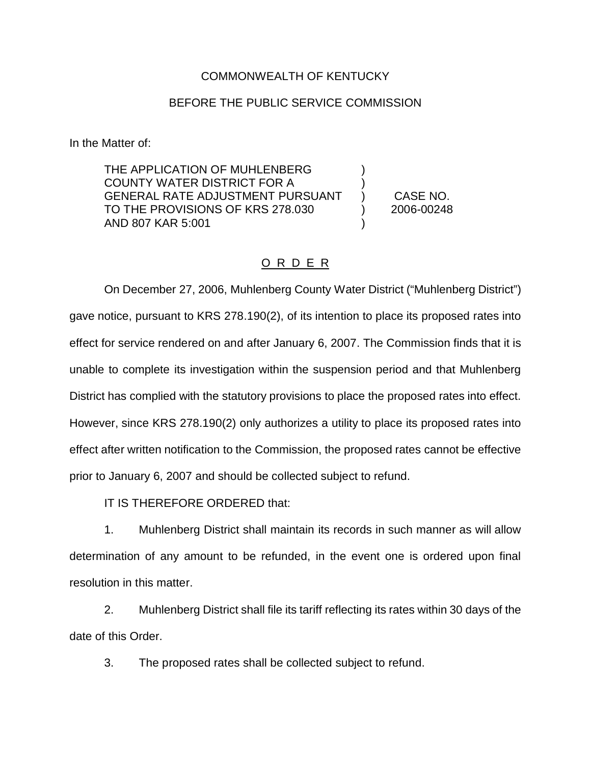COMMONWEALTH OF KENTUCKY

BEFORE THE PUBLIC SERVICE COMMISSION

In the Matter of:

| | | |
|---|---|---|
| THE APPLICATION OF MUHLENBERG COUNTY WATER DISTRICT FOR A GENERAL RATE ADJUSTMENT PURSUANT TO THE PROVISIONS OF KRS 278.030 AND 807 KAR 5:001 | ) ) ) ) ) | CASE NO. 2006-00248 |

## O R D E R

On December 27, 2006, Muhlenberg County Water District ("Muhlenberg District") gave notice, pursuant to KRS 278.190(2), of its intention to place its proposed rates into effect for service rendered on and after January 6, 2007. The Commission finds that it is unable to complete its investigation within the suspension period and that Muhlenberg District has complied with the statutory provisions to place the proposed rates into effect. However, since KRS 278.190(2) only authorizes a utility to place its proposed rates into effect after written notification to the Commission, the proposed rates cannot be effective prior to January 6, 2007 and should be collected subject to refund.

IT IS THEREFORE ORDERED that:

1. Muhlenberg District shall maintain its records in such manner as will allow determination of any amount to be refunded, in the event one is ordered upon final resolution in this matter.

2. Muhlenberg District shall file its tariff reflecting its rates within 30 days of the date of this Order.

3. The proposed rates shall be collected subject to refund.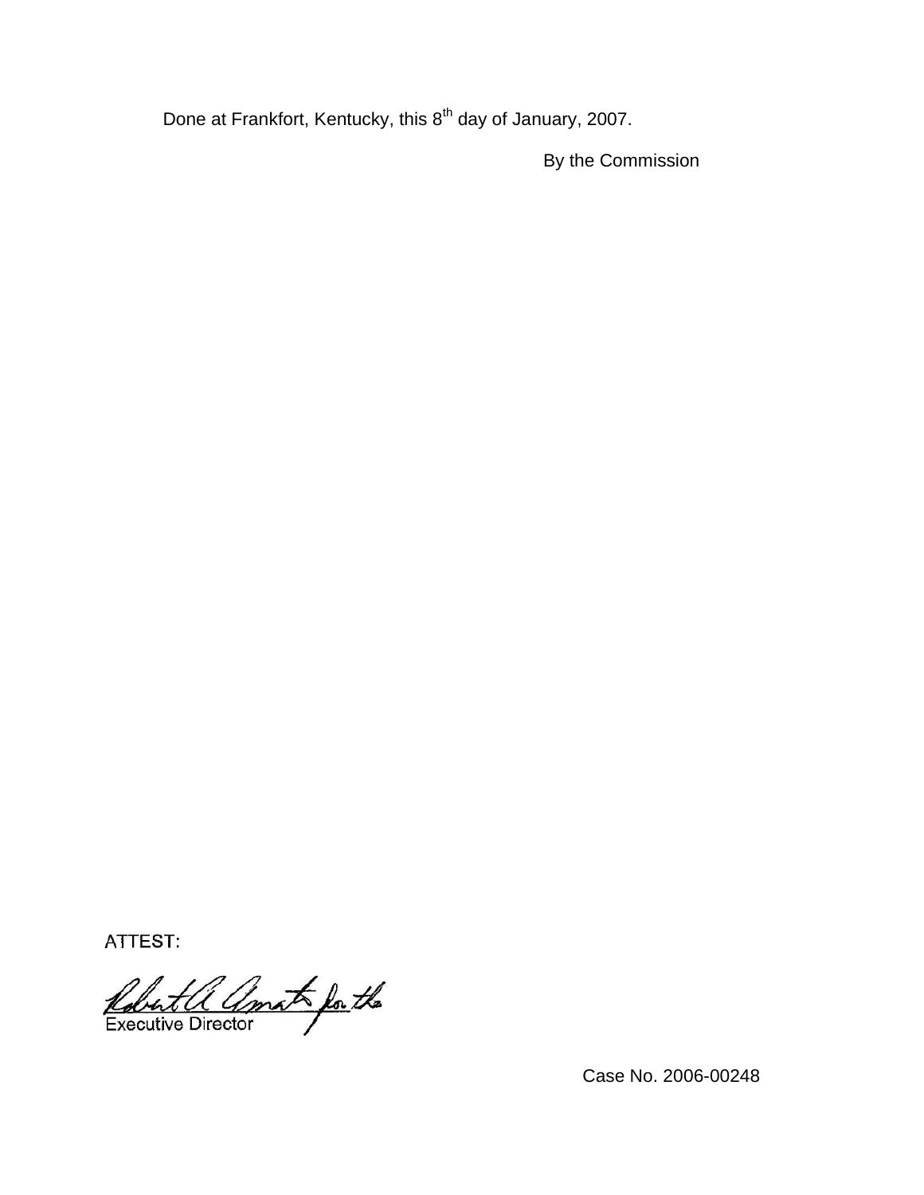Done at Frankfort, Kentucky, this 8th day of January, 2007.

By the Commission

ATTEST:

Executive Director

Case No. 2006-00248